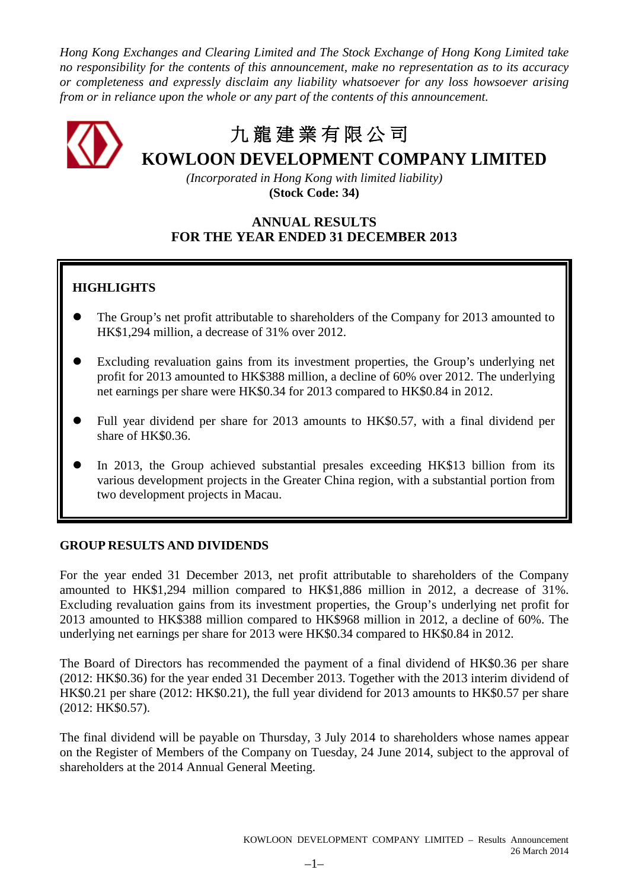*Hong Kong Exchanges and Clearing Limited and The Stock Exchange of Hong Kong Limited take no responsibility for the contents of this announcement, make no representation as to its accuracy or completeness and expressly disclaim any liability whatsoever for any loss howsoever arising from or in reliance upon the whole or any part of the contents of this announcement.*

# 九龍建業有限公司
# KOWLOON DEVELOPMENT COMPANY LIMITED

*(Incorporated in Hong Kong with limited liability)*
**(Stock Code: 34)**

## ANNUAL RESULTS
## FOR THE YEAR ENDED 31 DECEMBER 2013

### HIGHLIGHTS

- The Group's net profit attributable to shareholders of the Company for 2013 amounted to HK$1,294 million, a decrease of 31% over 2012.
- Excluding revaluation gains from its investment properties, the Group's underlying net profit for 2013 amounted to HK$388 million, a decline of 60% over 2012. The underlying net earnings per share were HK$0.34 for 2013 compared to HK$0.84 in 2012.
- Full year dividend per share for 2013 amounts to HK$0.57, with a final dividend per share of HK$0.36.
- In 2013, the Group achieved substantial presales exceeding HK$13 billion from its various development projects in the Greater China region, with a substantial portion from two development projects in Macau.

### GROUP RESULTS AND DIVIDENDS

For the year ended 31 December 2013, net profit attributable to shareholders of the Company amounted to HK$1,294 million compared to HK$1,886 million in 2012, a decrease of 31%. Excluding revaluation gains from its investment properties, the Group's underlying net profit for 2013 amounted to HK$388 million compared to HK$968 million in 2012, a decline of 60%. The underlying net earnings per share for 2013 were HK$0.34 compared to HK$0.84 in 2012.

The Board of Directors has recommended the payment of a final dividend of HK$0.36 per share (2012: HK$0.36) for the year ended 31 December 2013. Together with the 2013 interim dividend of HK$0.21 per share (2012: HK$0.21), the full year dividend for 2013 amounts to HK$0.57 per share (2012: HK$0.57).

The final dividend will be payable on Thursday, 3 July 2014 to shareholders whose names appear on the Register of Members of the Company on Tuesday, 24 June 2014, subject to the approval of shareholders at the 2014 Annual General Meeting.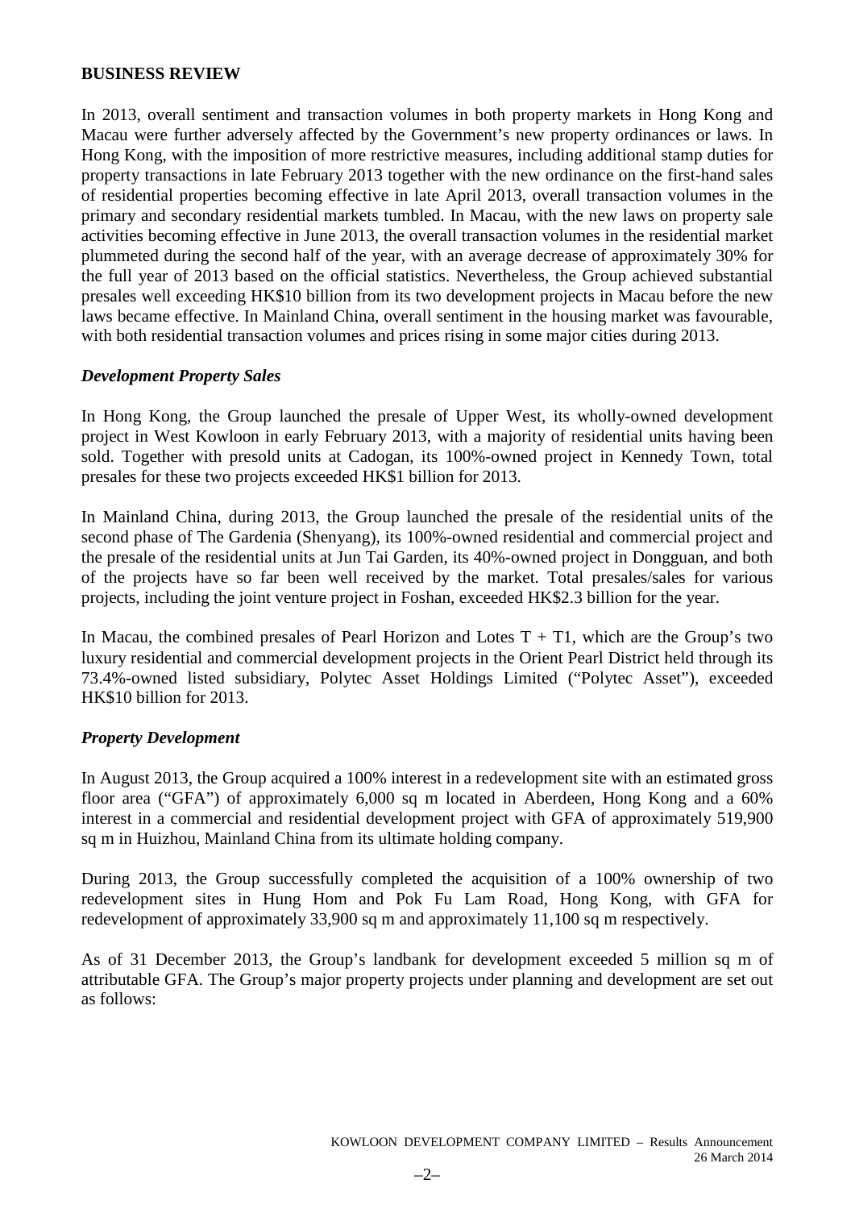## BUSINESS REVIEW

In 2013, overall sentiment and transaction volumes in both property markets in Hong Kong and Macau were further adversely affected by the Government's new property ordinances or laws. In Hong Kong, with the imposition of more restrictive measures, including additional stamp duties for property transactions in late February 2013 together with the new ordinance on the first-hand sales of residential properties becoming effective in late April 2013, overall transaction volumes in the primary and secondary residential markets tumbled. In Macau, with the new laws on property sale activities becoming effective in June 2013, the overall transaction volumes in the residential market plummeted during the second half of the year, with an average decrease of approximately 30% for the full year of 2013 based on the official statistics. Nevertheless, the Group achieved substantial presales well exceeding HK$10 billion from its two development projects in Macau before the new laws became effective. In Mainland China, overall sentiment in the housing market was favourable, with both residential transaction volumes and prices rising in some major cities during 2013.

### *Development Property Sales*

In Hong Kong, the Group launched the presale of Upper West, its wholly-owned development project in West Kowloon in early February 2013, with a majority of residential units having been sold. Together with presold units at Cadogan, its 100%-owned project in Kennedy Town, total presales for these two projects exceeded HK$1 billion for 2013.

In Mainland China, during 2013, the Group launched the presale of the residential units of the second phase of The Gardenia (Shenyang), its 100%-owned residential and commercial project and the presale of the residential units at Jun Tai Garden, its 40%-owned project in Dongguan, and both of the projects have so far been well received by the market. Total presales/sales for various projects, including the joint venture project in Foshan, exceeded HK$2.3 billion for the year.

In Macau, the combined presales of Pearl Horizon and Lotes T + T1, which are the Group's two luxury residential and commercial development projects in the Orient Pearl District held through its 73.4%-owned listed subsidiary, Polytec Asset Holdings Limited ("Polytec Asset"), exceeded HK$10 billion for 2013.

### *Property Development*

In August 2013, the Group acquired a 100% interest in a redevelopment site with an estimated gross floor area ("GFA") of approximately 6,000 sq m located in Aberdeen, Hong Kong and a 60% interest in a commercial and residential development project with GFA of approximately 519,900 sq m in Huizhou, Mainland China from its ultimate holding company.

During 2013, the Group successfully completed the acquisition of a 100% ownership of two redevelopment sites in Hung Hom and Pok Fu Lam Road, Hong Kong, with GFA for redevelopment of approximately 33,900 sq m and approximately 11,100 sq m respectively.

As of 31 December 2013, the Group's landbank for development exceeded 5 million sq m of attributable GFA. The Group's major property projects under planning and development are set out as follows: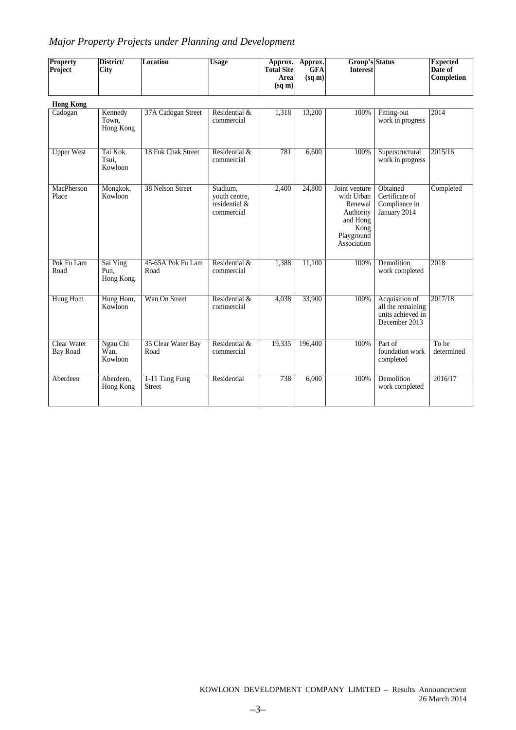## *Major Property Projects under Planning and Development*

| Property Project | District/ City | Location | Usage | Approx. Total Site Area (sq m) | Approx. GFA (sq m) | Group's Interest | Status | Expected Date of Completion |
|---|---|---|---|---|---|---|---|---|
| **Hong Kong** | | | | | | | | |
| Cadogan | Kennedy Town, Hong Kong | 37A Cadogan Street | Residential & commercial | 1,318 | 13,200 | 100% | Fitting-out work in progress | 2014 |
| Upper West | Tai Kok Tsui, Kowloon | 18 Fuk Chak Street | Residential & commercial | 781 | 6,600 | 100% | Superstructural work in progress | 2015/16 |
| MacPherson Place | Mongkok, Kowloon | 38 Nelson Street | Stadium, youth centre, residential & commercial | 2,400 | 24,800 | Joint venture with Urban Renewal Authority and Hong Kong Playground Association | Obtained Certificate of Compliance in January 2014 | Completed |
| Pok Fu Lam Road | Sai Ying Pun, Hong Kong | 45-65A Pok Fu Lam Road | Residential & commercial | 1,388 | 11,100 | 100% | Demolition work completed | 2018 |
| Hung Hom | Hung Hom, Kowloon | Wan On Street | Residential & commercial | 4,038 | 33,900 | 100% | Acquisition of all the remaining units achieved in December 2013 | 2017/18 |
| Clear Water Bay Road | Ngau Chi Wan, Kowloon | 35 Clear Water Bay Road | Residential & commercial | 19,335 | 196,400 | 100% | Part of foundation work completed | To be determined |
| Aberdeen | Aberdeen, Hong Kong | 1-11 Tang Fung Street | Residential | 738 | 6,000 | 100% | Demolition work completed | 2016/17 |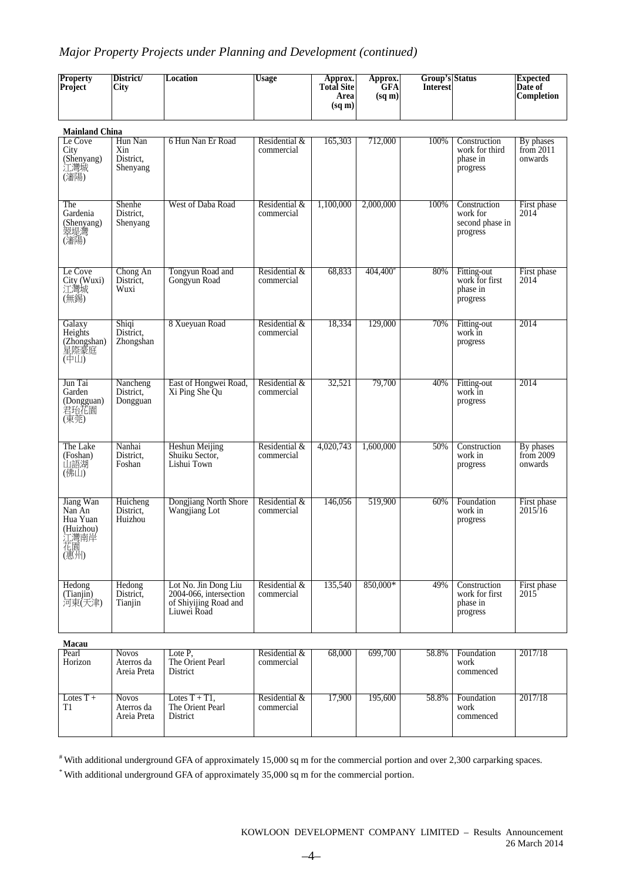## *Major Property Projects under Planning and Development (continued)*

| Property Project | District/ City | Location | Usage | Approx. Total Site Area (sq m) | Approx. GFA (sq m) | Group's Interest | Status | Expected Date of Completion |
|---|---|---|---|---|---|---|---|---|
| **Mainland China** | | | | | | | | |
| Le Cove City (Shenyang) 江灣城 (瀋陽) | Hun Nan Xin District, Shenyang | 6 Hun Nan Er Road | Residential & commercial | 165,303 | 712,000 | 100% | Construction work for third phase in progress | By phases from 2011 onwards |
| The Gardenia (Shenyang) 翠堤灣 (瀋陽) | Shenhe District, Shenyang | West of Daba Road | Residential & commercial | 1,100,000 | 2,000,000 | 100% | Construction work for second phase in progress | First phase 2014 |
| Le Cove City (Wuxi) 江灣城 (無錫) | Chong An District, Wuxi | Tongyun Road and Gongyun Road | Residential & commercial | 68,833 | 404,400# | 80% | Fitting-out work for first phase in progress | First phase 2014 |
| Galaxy Heights (Zhongshan) 星際豪庭 (中山) | Shiqi District, Zhongshan | 8 Xueyuan Road | Residential & commercial | 18,334 | 129,000 | 70% | Fitting-out work in progress | 2014 |
| Jun Tai Garden (Dongguan) 君珆花園 (東莞) | Nancheng District, Dongguan | East of Hongwei Road, Xi Ping She Qu | Residential & commercial | 32,521 | 79,700 | 40% | Fitting-out work in progress | 2014 |
| The Lake (Foshan) 山語湖 (佛山) | Nanhai District, Foshan | Heshun Meijing Shuiku Sector, Lishui Town | Residential & commercial | 4,020,743 | 1,600,000 | 50% | Construction work in progress | By phases from 2009 onwards |
| Jiang Wan Nan An Hua Yuan (Huizhou) 江灣南岸花園 (惠州) | Huicheng District, Huizhou | Dongjiang North Shore Wangjiang Lot | Residential & commercial | 146,056 | 519,900 | 60% | Foundation work in progress | First phase 2015/16 |
| Hedong (Tianjin) 河東(天津) | Hedong District, Tianjin | Lot No. Jin Dong Liu 2004-066, intersection of Shiyijing Road and Liuwei Road | Residential & commercial | 135,540 | 850,000* | 49% | Construction work for first phase in progress | First phase 2015 |
| **Macau** | | | | | | | | |
| Pearl Horizon | Novos Aterros da Areia Preta | Lote P, The Orient Pearl District | Residential & commercial | 68,000 | 699,700 | 58.8% | Foundation work commenced | 2017/18 |
| Lotes T + T1 | Novos Aterros da Areia Preta | Lotes T + T1, The Orient Pearl District | Residential & commercial | 17,900 | 195,600 | 58.8% | Foundation work commenced | 2017/18 |

# With additional underground GFA of approximately 15,000 sq m for the commercial portion and over 2,300 carparking spaces.

* With additional underground GFA of approximately 35,000 sq m for the commercial portion.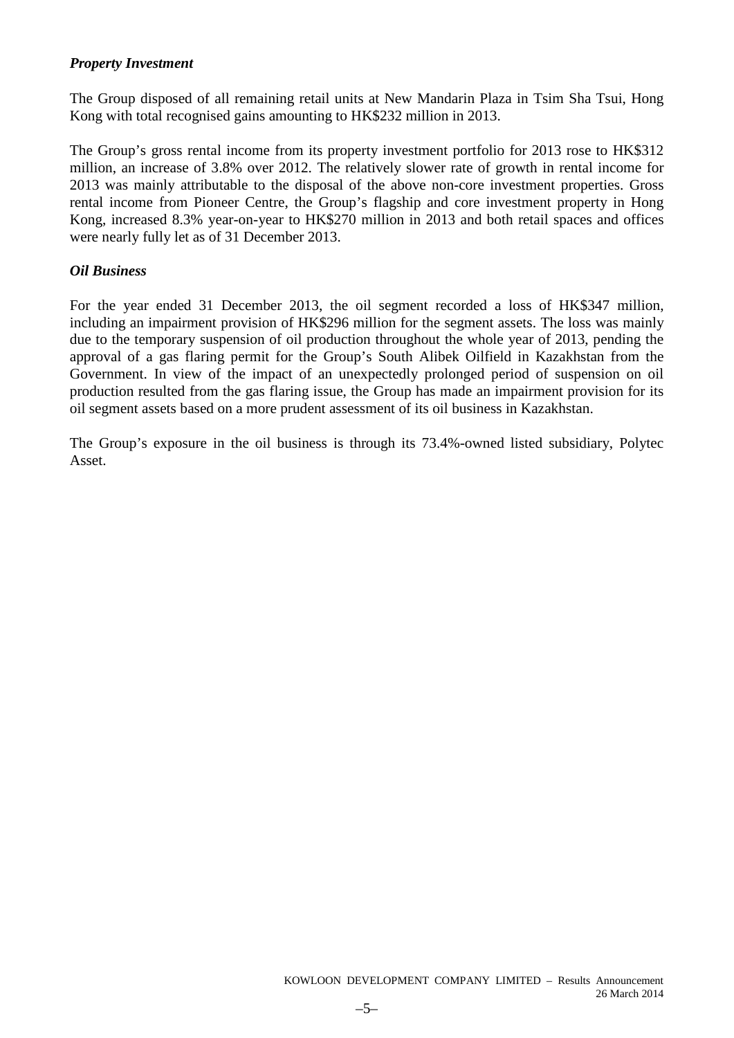***Property Investment***

The Group disposed of all remaining retail units at New Mandarin Plaza in Tsim Sha Tsui, Hong Kong with total recognised gains amounting to HK$232 million in 2013.

The Group's gross rental income from its property investment portfolio for 2013 rose to HK$312 million, an increase of 3.8% over 2012. The relatively slower rate of growth in rental income for 2013 was mainly attributable to the disposal of the above non-core investment properties. Gross rental income from Pioneer Centre, the Group's flagship and core investment property in Hong Kong, increased 8.3% year-on-year to HK$270 million in 2013 and both retail spaces and offices were nearly fully let as of 31 December 2013.

***Oil Business***

For the year ended 31 December 2013, the oil segment recorded a loss of HK$347 million, including an impairment provision of HK$296 million for the segment assets. The loss was mainly due to the temporary suspension of oil production throughout the whole year of 2013, pending the approval of a gas flaring permit for the Group's South Alibek Oilfield in Kazakhstan from the Government. In view of the impact of an unexpectedly prolonged period of suspension on oil production resulted from the gas flaring issue, the Group has made an impairment provision for its oil segment assets based on a more prudent assessment of its oil business in Kazakhstan.

The Group's exposure in the oil business is through its 73.4%-owned listed subsidiary, Polytec Asset.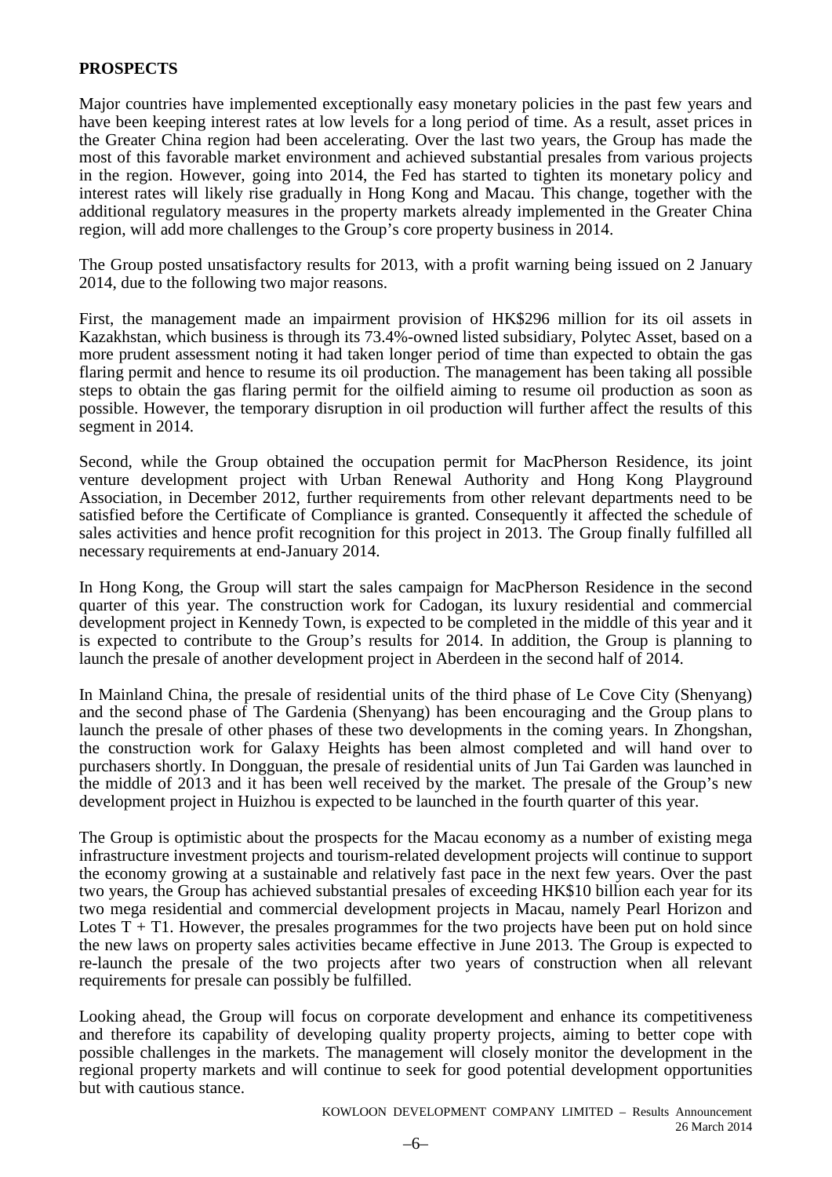## PROSPECTS

Major countries have implemented exceptionally easy monetary policies in the past few years and have been keeping interest rates at low levels for a long period of time. As a result, asset prices in the Greater China region had been accelerating. Over the last two years, the Group has made the most of this favorable market environment and achieved substantial presales from various projects in the region. However, going into 2014, the Fed has started to tighten its monetary policy and interest rates will likely rise gradually in Hong Kong and Macau. This change, together with the additional regulatory measures in the property markets already implemented in the Greater China region, will add more challenges to the Group's core property business in 2014.

The Group posted unsatisfactory results for 2013, with a profit warning being issued on 2 January 2014, due to the following two major reasons.

First, the management made an impairment provision of HK$296 million for its oil assets in Kazakhstan, which business is through its 73.4%-owned listed subsidiary, Polytec Asset, based on a more prudent assessment noting it had taken longer period of time than expected to obtain the gas flaring permit and hence to resume its oil production. The management has been taking all possible steps to obtain the gas flaring permit for the oilfield aiming to resume oil production as soon as possible. However, the temporary disruption in oil production will further affect the results of this segment in 2014.

Second, while the Group obtained the occupation permit for MacPherson Residence, its joint venture development project with Urban Renewal Authority and Hong Kong Playground Association, in December 2012, further requirements from other relevant departments need to be satisfied before the Certificate of Compliance is granted. Consequently it affected the schedule of sales activities and hence profit recognition for this project in 2013. The Group finally fulfilled all necessary requirements at end-January 2014.

In Hong Kong, the Group will start the sales campaign for MacPherson Residence in the second quarter of this year. The construction work for Cadogan, its luxury residential and commercial development project in Kennedy Town, is expected to be completed in the middle of this year and it is expected to contribute to the Group's results for 2014. In addition, the Group is planning to launch the presale of another development project in Aberdeen in the second half of 2014.

In Mainland China, the presale of residential units of the third phase of Le Cove City (Shenyang) and the second phase of The Gardenia (Shenyang) has been encouraging and the Group plans to launch the presale of other phases of these two developments in the coming years. In Zhongshan, the construction work for Galaxy Heights has been almost completed and will hand over to purchasers shortly. In Dongguan, the presale of residential units of Jun Tai Garden was launched in the middle of 2013 and it has been well received by the market. The presale of the Group's new development project in Huizhou is expected to be launched in the fourth quarter of this year.

The Group is optimistic about the prospects for the Macau economy as a number of existing mega infrastructure investment projects and tourism-related development projects will continue to support the economy growing at a sustainable and relatively fast pace in the next few years. Over the past two years, the Group has achieved substantial presales of exceeding HK$10 billion each year for its two mega residential and commercial development projects in Macau, namely Pearl Horizon and Lotes T + T1. However, the presales programmes for the two projects have been put on hold since the new laws on property sales activities became effective in June 2013. The Group is expected to re-launch the presale of the two projects after two years of construction when all relevant requirements for presale can possibly be fulfilled.

Looking ahead, the Group will focus on corporate development and enhance its competitiveness and therefore its capability of developing quality property projects, aiming to better cope with possible challenges in the markets. The management will closely monitor the development in the regional property markets and will continue to seek for good potential development opportunities but with cautious stance.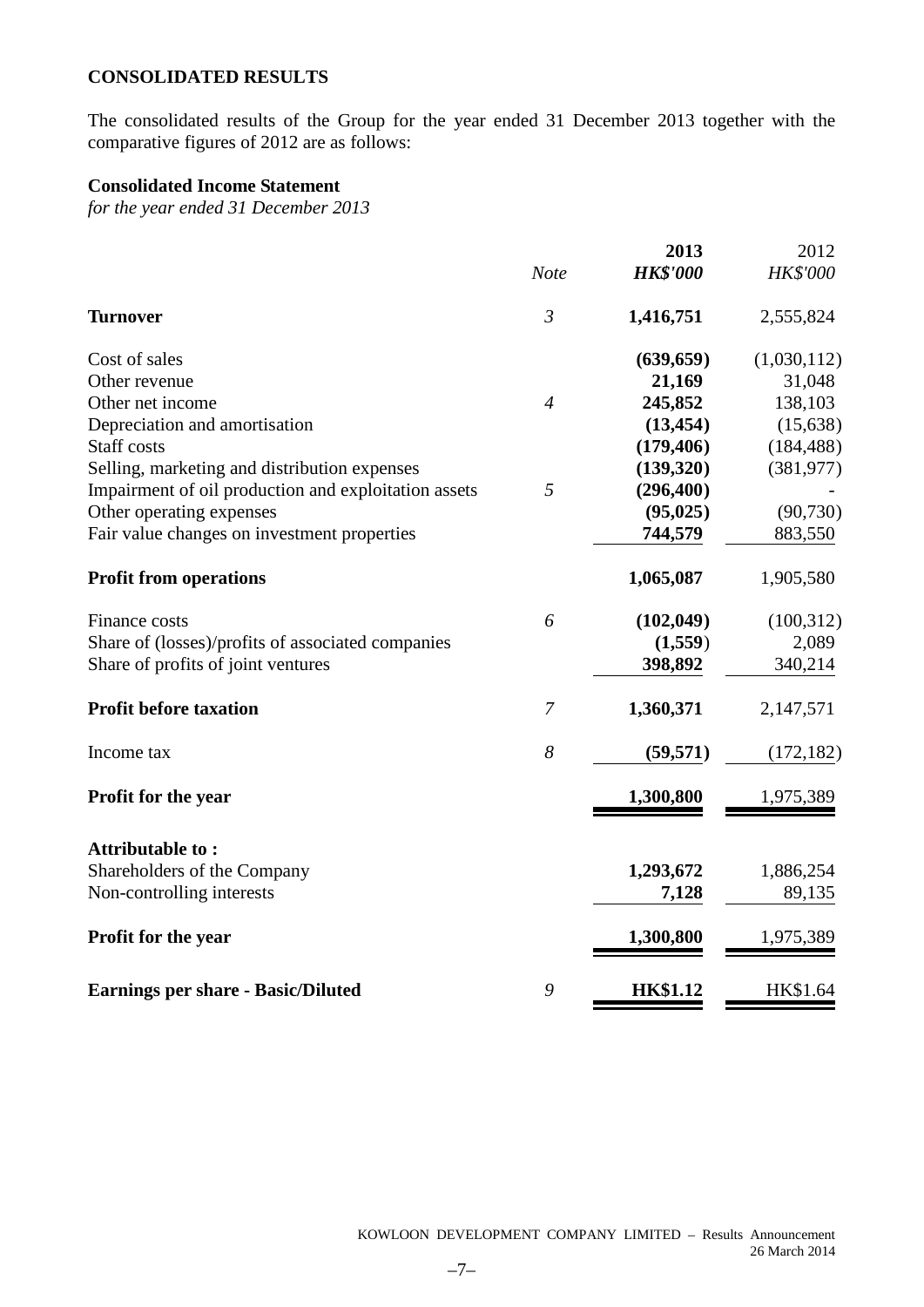## CONSOLIDATED RESULTS

The consolidated results of the Group for the year ended 31 December 2013 together with the comparative figures of 2012 are as follows:

### Consolidated Income Statement

*for the year ended 31 December 2013*

| | *Note* | **2013** *HK$'000* | 2012 *HK$'000* |
|---|---|---|---|
| **Turnover** | *3* | **1,416,751** | 2,555,824 |
| Cost of sales | | **(639,659)** | (1,030,112) |
| Other revenue | | **21,169** | 31,048 |
| Other net income | *4* | **245,852** | 138,103 |
| Depreciation and amortisation | | **(13,454)** | (15,638) |
| Staff costs | | **(179,406)** | (184,488) |
| Selling, marketing and distribution expenses | | **(139,320)** | (381,977) |
| Impairment of oil production and exploitation assets | *5* | **(296,400)** | - |
| Other operating expenses | | **(95,025)** | (90,730) |
| Fair value changes on investment properties | | **744,579** | 883,550 |
| **Profit from operations** | | **1,065,087** | 1,905,580 |
| Finance costs | *6* | **(102,049)** | (100,312) |
| Share of (losses)/profits of associated companies | | **(1,559)** | 2,089 |
| Share of profits of joint ventures | | **398,892** | 340,214 |
| **Profit before taxation** | *7* | **1,360,371** | 2,147,571 |
| Income tax | *8* | **(59,571)** | (172,182) |
| **Profit for the year** | | **1,300,800** | 1,975,389 |
| **Attributable to :** | | | |
| Shareholders of the Company | | **1,293,672** | 1,886,254 |
| Non-controlling interests | | **7,128** | 89,135 |
| **Profit for the year** | | **1,300,800** | 1,975,389 |
| **Earnings per share - Basic/Diluted** | *9* | **HK$1.12** | HK$1.64 |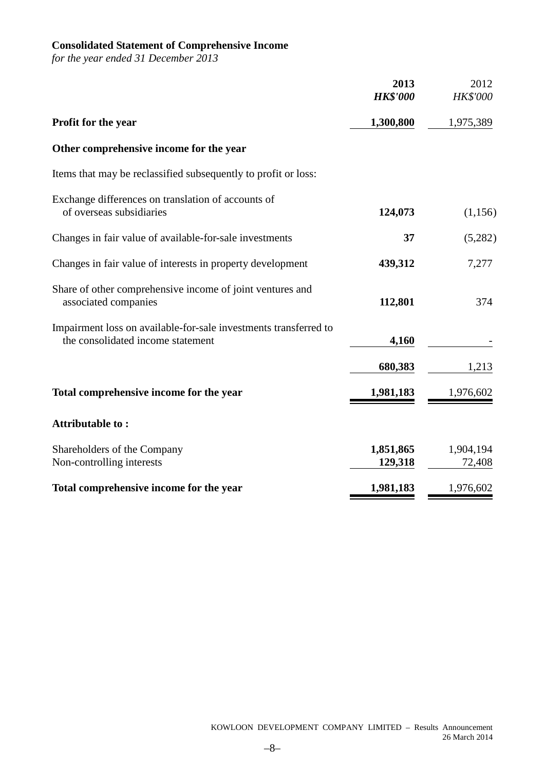**Consolidated Statement of Comprehensive Income**
*for the year ended 31 December 2013*

| | **2013** | 2012 |
|---|---|---|
| | ***HK$'000*** | *HK$'000* |
| **Profit for the year** | **1,300,800** | 1,975,389 |
| **Other comprehensive income for the year** | | |
| Items that may be reclassified subsequently to profit or loss: | | |
| Exchange differences on translation of accounts of overseas subsidiaries | **124,073** | (1,156) |
| Changes in fair value of available-for-sale investments | **37** | (5,282) |
| Changes in fair value of interests in property development | **439,312** | 7,277 |
| Share of other comprehensive income of joint ventures and associated companies | **112,801** | 374 |
| Impairment loss on available-for-sale investments transferred to the consolidated income statement | **4,160** | - |
| | **680,383** | 1,213 |
| **Total comprehensive income for the year** | **1,981,183** | 1,976,602 |
| **Attributable to :** | | |
| Shareholders of the Company | **1,851,865** | 1,904,194 |
| Non-controlling interests | **129,318** | 72,408 |
| **Total comprehensive income for the year** | **1,981,183** | 1,976,602 |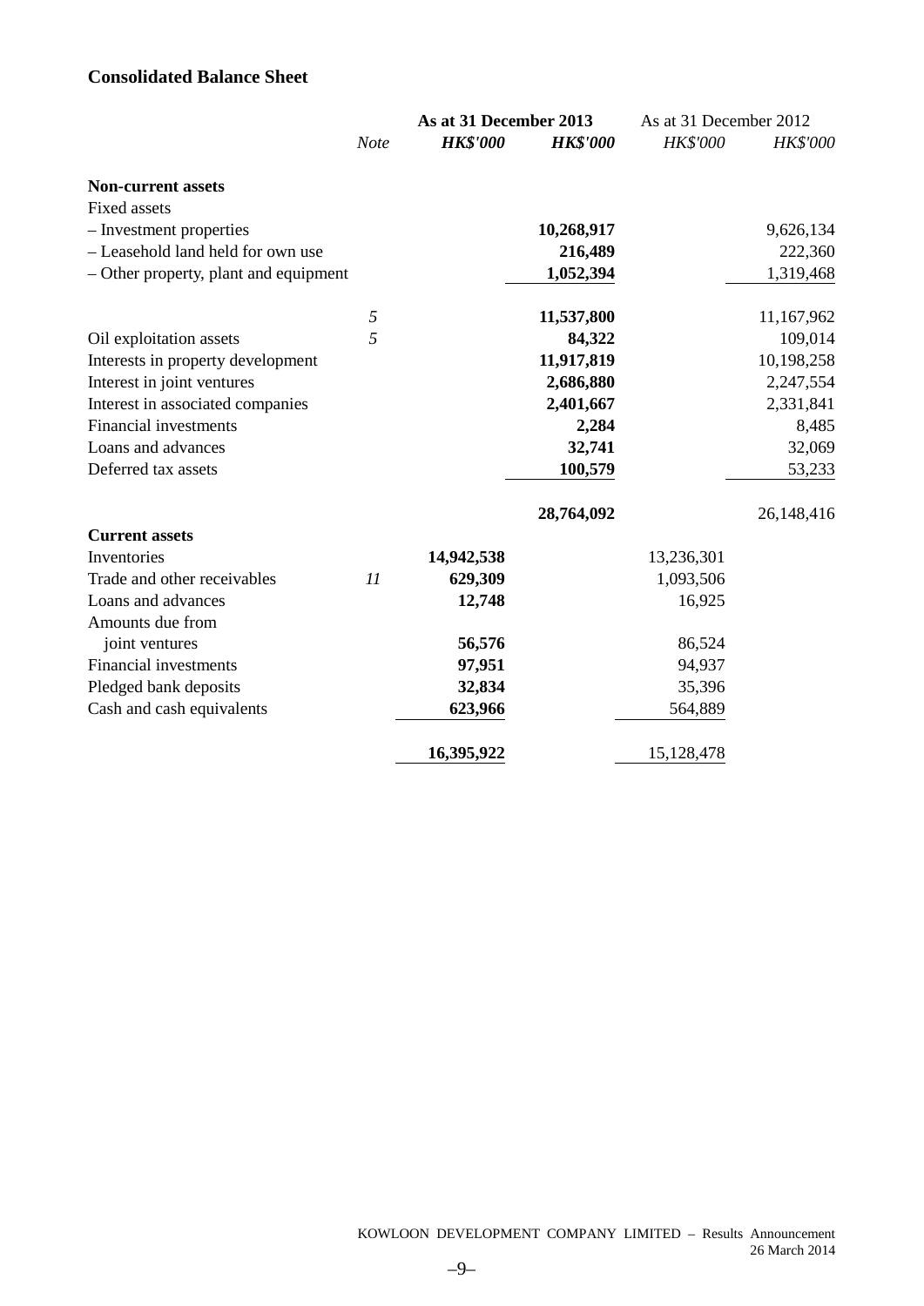## Consolidated Balance Sheet

| | *Note* | As at 31 December 2013 ***HK$'000*** | ***HK$'000*** | As at 31 December 2012 *HK$'000* | *HK$'000* |
|---|---|---|---|---|---|
| **Non-current assets** | | | | | |
| Fixed assets | | | | | |
| – Investment properties | | | **10,268,917** | | 9,626,134 |
| – Leasehold land held for own use | | | **216,489** | | 222,360 |
| – Other property, plant and equipment | | | **1,052,394** | | 1,319,468 |
| | *5* | | **11,537,800** | | 11,167,962 |
| Oil exploitation assets | *5* | | **84,322** | | 109,014 |
| Interests in property development | | | **11,917,819** | | 10,198,258 |
| Interest in joint ventures | | | **2,686,880** | | 2,247,554 |
| Interest in associated companies | | | **2,401,667** | | 2,331,841 |
| Financial investments | | | **2,284** | | 8,485 |
| Loans and advances | | | **32,741** | | 32,069 |
| Deferred tax assets | | | **100,579** | | 53,233 |
| | | | **28,764,092** | | 26,148,416 |
| **Current assets** | | | | | |
| Inventories | | **14,942,538** | | 13,236,301 | |
| Trade and other receivables | *11* | **629,309** | | 1,093,506 | |
| Loans and advances | | **12,748** | | 16,925 | |
| Amounts due from joint ventures | | **56,576** | | 86,524 | |
| Financial investments | | **97,951** | | 94,937 | |
| Pledged bank deposits | | **32,834** | | 35,396 | |
| Cash and cash equivalents | | **623,966** | | 564,889 | |
| | | **16,395,922** | | 15,128,478 | |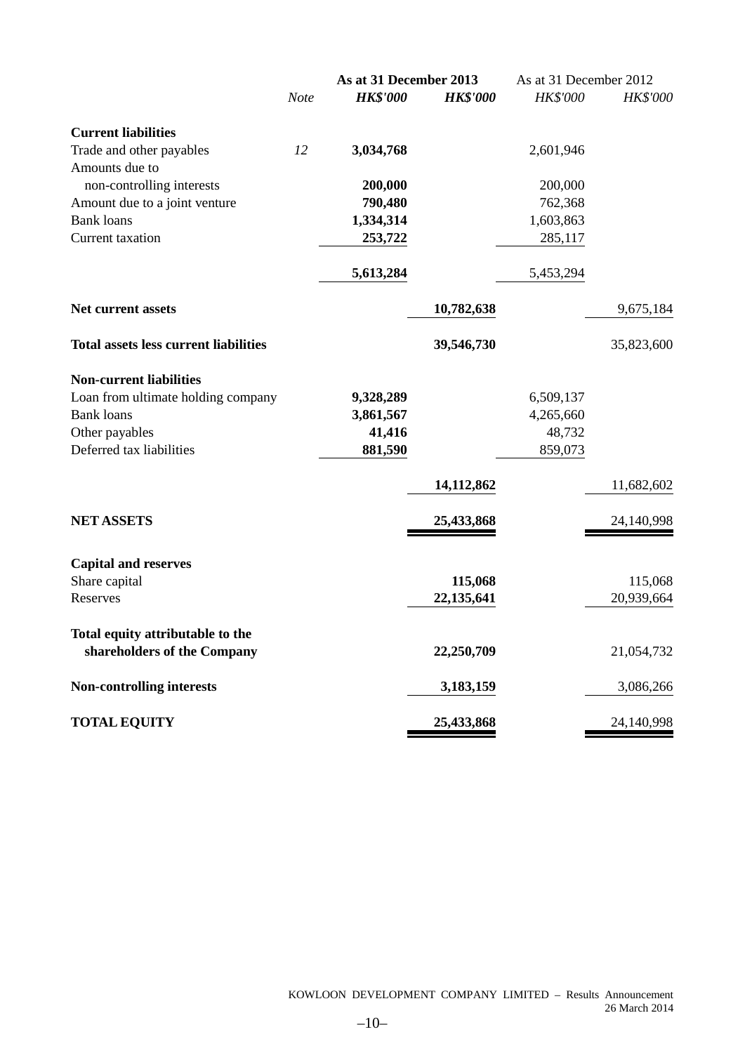| | Note | As at 31 December 2013 | | As at 31 December 2012 | |
|---|---|---|---|---|---|
| | | ***HK$'000*** | ***HK$'000*** | *HK$'000* | *HK$'000* |
| **Current liabilities** | | | | | |
| Trade and other payables | *12* | **3,034,768** | | 2,601,946 | |
| Amounts due to non-controlling interests | | **200,000** | | 200,000 | |
| Amount due to a joint venture | | **790,480** | | 762,368 | |
| Bank loans | | **1,334,314** | | 1,603,863 | |
| Current taxation | | **253,722** | | 285,117 | |
| | | **5,613,284** | | 5,453,294 | |
| **Net current assets** | | | **10,782,638** | | 9,675,184 |
| **Total assets less current liabilities** | | | **39,546,730** | | 35,823,600 |
| **Non-current liabilities** | | | | | |
| Loan from ultimate holding company | | **9,328,289** | | 6,509,137 | |
| Bank loans | | **3,861,567** | | 4,265,660 | |
| Other payables | | **41,416** | | 48,732 | |
| Deferred tax liabilities | | **881,590** | | 859,073 | |
| | | | **14,112,862** | | 11,682,602 |
| **NET ASSETS** | | | **25,433,868** | | 24,140,998 |
| **Capital and reserves** | | | | | |
| Share capital | | | **115,068** | | 115,068 |
| Reserves | | | **22,135,641** | | 20,939,664 |
| **Total equity attributable to the shareholders of the Company** | | | **22,250,709** | | 21,054,732 |
| **Non-controlling interests** | | | **3,183,159** | | 3,086,266 |
| **TOTAL EQUITY** | | | **25,433,868** | | 24,140,998 |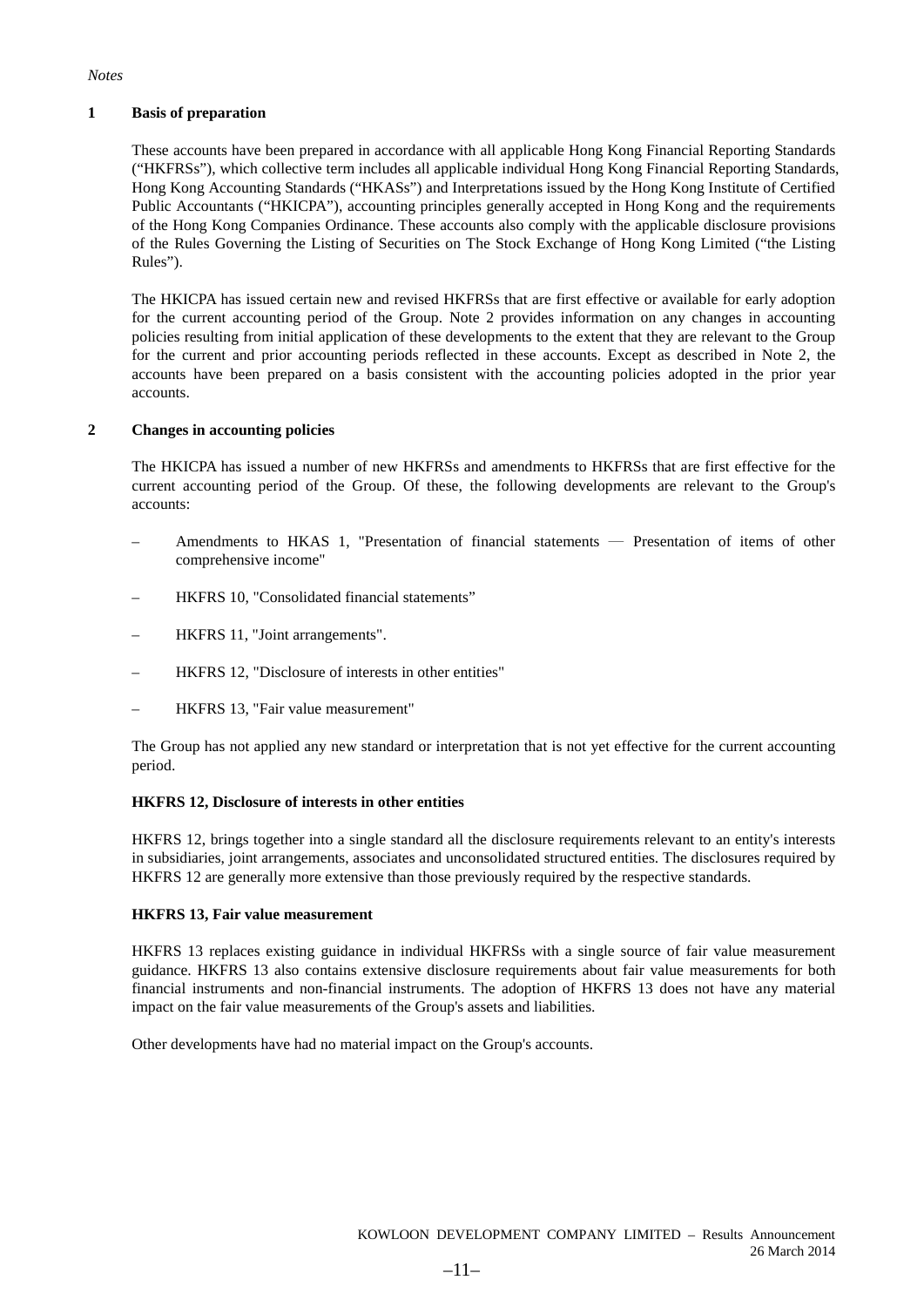*Notes*

## 1 Basis of preparation

These accounts have been prepared in accordance with all applicable Hong Kong Financial Reporting Standards ("HKFRSs"), which collective term includes all applicable individual Hong Kong Financial Reporting Standards, Hong Kong Accounting Standards ("HKASs") and Interpretations issued by the Hong Kong Institute of Certified Public Accountants ("HKICPA"), accounting principles generally accepted in Hong Kong and the requirements of the Hong Kong Companies Ordinance. These accounts also comply with the applicable disclosure provisions of the Rules Governing the Listing of Securities on The Stock Exchange of Hong Kong Limited ("the Listing Rules").

The HKICPA has issued certain new and revised HKFRSs that are first effective or available for early adoption for the current accounting period of the Group. Note 2 provides information on any changes in accounting policies resulting from initial application of these developments to the extent that they are relevant to the Group for the current and prior accounting periods reflected in these accounts. Except as described in Note 2, the accounts have been prepared on a basis consistent with the accounting policies adopted in the prior year accounts.

## 2 Changes in accounting policies

The HKICPA has issued a number of new HKFRSs and amendments to HKFRSs that are first effective for the current accounting period of the Group. Of these, the following developments are relevant to the Group's accounts:

– Amendments to HKAS 1, "Presentation of financial statements — Presentation of items of other comprehensive income"

– HKFRS 10, "Consolidated financial statements"

– HKFRS 11, "Joint arrangements".

– HKFRS 12, "Disclosure of interests in other entities"

– HKFRS 13, "Fair value measurement"

The Group has not applied any new standard or interpretation that is not yet effective for the current accounting period.

**HKFRS 12, Disclosure of interests in other entities**

HKFRS 12, brings together into a single standard all the disclosure requirements relevant to an entity's interests in subsidiaries, joint arrangements, associates and unconsolidated structured entities. The disclosures required by HKFRS 12 are generally more extensive than those previously required by the respective standards.

**HKFRS 13, Fair value measurement**

HKFRS 13 replaces existing guidance in individual HKFRSs with a single source of fair value measurement guidance. HKFRS 13 also contains extensive disclosure requirements about fair value measurements for both financial instruments and non-financial instruments. The adoption of HKFRS 13 does not have any material impact on the fair value measurements of the Group's assets and liabilities.

Other developments have had no material impact on the Group's accounts.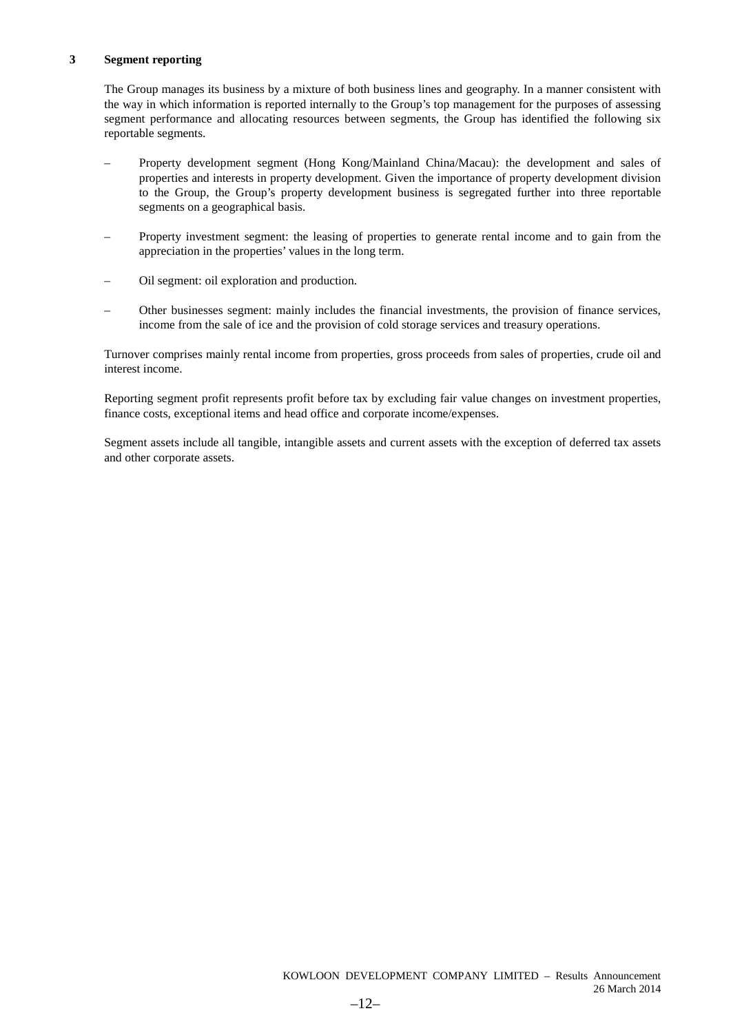## 3 Segment reporting

The Group manages its business by a mixture of both business lines and geography. In a manner consistent with the way in which information is reported internally to the Group's top management for the purposes of assessing segment performance and allocating resources between segments, the Group has identified the following six reportable segments.

- Property development segment (Hong Kong/Mainland China/Macau): the development and sales of properties and interests in property development. Given the importance of property development division to the Group, the Group's property development business is segregated further into three reportable segments on a geographical basis.

- Property investment segment: the leasing of properties to generate rental income and to gain from the appreciation in the properties' values in the long term.

- Oil segment: oil exploration and production.

- Other businesses segment: mainly includes the financial investments, the provision of finance services, income from the sale of ice and the provision of cold storage services and treasury operations.

Turnover comprises mainly rental income from properties, gross proceeds from sales of properties, crude oil and interest income.

Reporting segment profit represents profit before tax by excluding fair value changes on investment properties, finance costs, exceptional items and head office and corporate income/expenses.

Segment assets include all tangible, intangible assets and current assets with the exception of deferred tax assets and other corporate assets.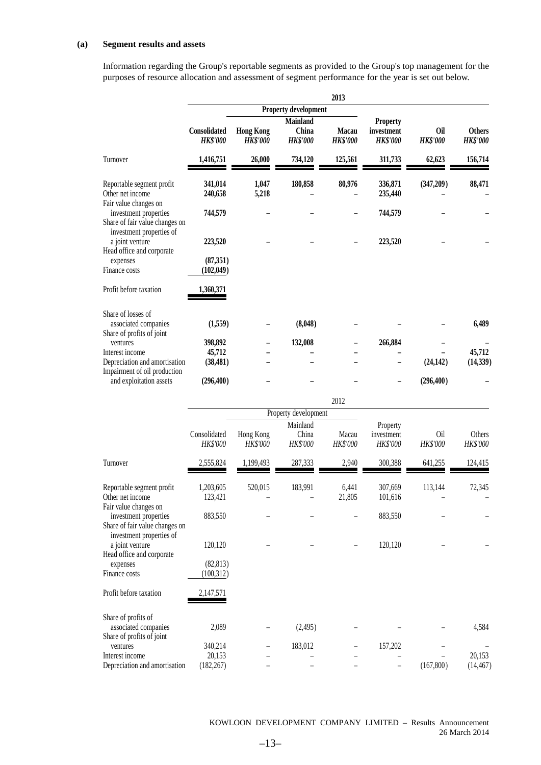**(a) Segment results and assets**

Information regarding the Group's reportable segments as provided to the Group's top management for the purposes of resource allocation and assessment of segment performance for the year is set out below.

| | **2013** | | | | | | |
|---|---|---|---|---|---|---|---|
| | | **Property development** | | | | | |
| | **Consolidated** *HK$'000* | **Hong Kong** *HK$'000* | **Mainland China** *HK$'000* | **Macau** *HK$'000* | **Property investment** *HK$'000* | **Oil** *HK$'000* | **Others** *HK$'000* |
| Turnover | **1,416,751** | **26,000** | **734,120** | **125,561** | **311,733** | **62,623** | **156,714** |
| Reportable segment profit | **341,014** | **1,047** | **180,858** | **80,976** | **336,871** | **(347,209)** | **88,471** |
| Other net income | **240,658** | **5,218** | **–** | **–** | **235,440** | **–** | **–** |
| Fair value changes on investment properties | **744,579** | **–** | **–** | **–** | **744,579** | **–** | **–** |
| Share of fair value changes on investment properties of a joint venture | **223,520** | **–** | **–** | **–** | **223,520** | **–** | **–** |
| Head office and corporate expenses | **(87,351)** | | | | | | |
| Finance costs | **(102,049)** | | | | | | |
| Profit before taxation | **1,360,371** | | | | | | |
| Share of losses of associated companies | **(1,559)** | **–** | **(8,048)** | **–** | **–** | **–** | **6,489** |
| Share of profits of joint ventures | **398,892** | **–** | **132,008** | **–** | **266,884** | **–** | **–** |
| Interest income | **45,712** | **–** | **–** | **–** | **–** | **–** | **45,712** |
| Depreciation and amortisation | **(38,481)** | **–** | **–** | **–** | **–** | **(24,142)** | **(14,339)** |
| Impairment of oil production and exploitation assets | **(296,400)** | **–** | **–** | **–** | **–** | **(296,400)** | **–** |

| | 2012 | | | | | | |
|---|---|---|---|---|---|---|---|
| | | Property development | | | | | |
| | Consolidated *HK$'000* | Hong Kong *HK$'000* | Mainland China *HK$'000* | Macau *HK$'000* | Property investment *HK$'000* | Oil *HK$'000* | Others *HK$'000* |
| Turnover | 2,555,824 | 1,199,493 | 287,333 | 2,940 | 300,388 | 641,255 | 124,415 |
| Reportable segment profit | 1,203,605 | 520,015 | 183,991 | 6,441 | 307,669 | 113,144 | 72,345 |
| Other net income | 123,421 | – | – | 21,805 | 101,616 | – | – |
| Fair value changes on investment properties | 883,550 | – | – | – | 883,550 | – | – |
| Share of fair value changes on investment properties of a joint venture | 120,120 | – | – | – | 120,120 | – | – |
| Head office and corporate expenses | (82,813) | | | | | | |
| Finance costs | (100,312) | | | | | | |
| Profit before taxation | 2,147,571 | | | | | | |
| Share of profits of associated companies | 2,089 | – | (2,495) | – | – | – | 4,584 |
| Share of profits of joint ventures | 340,214 | – | 183,012 | – | 157,202 | – | – |
| Interest income | 20,153 | – | – | – | – | – | 20,153 |
| Depreciation and amortisation | (182,267) | – | – | – | – | (167,800) | (14,467) |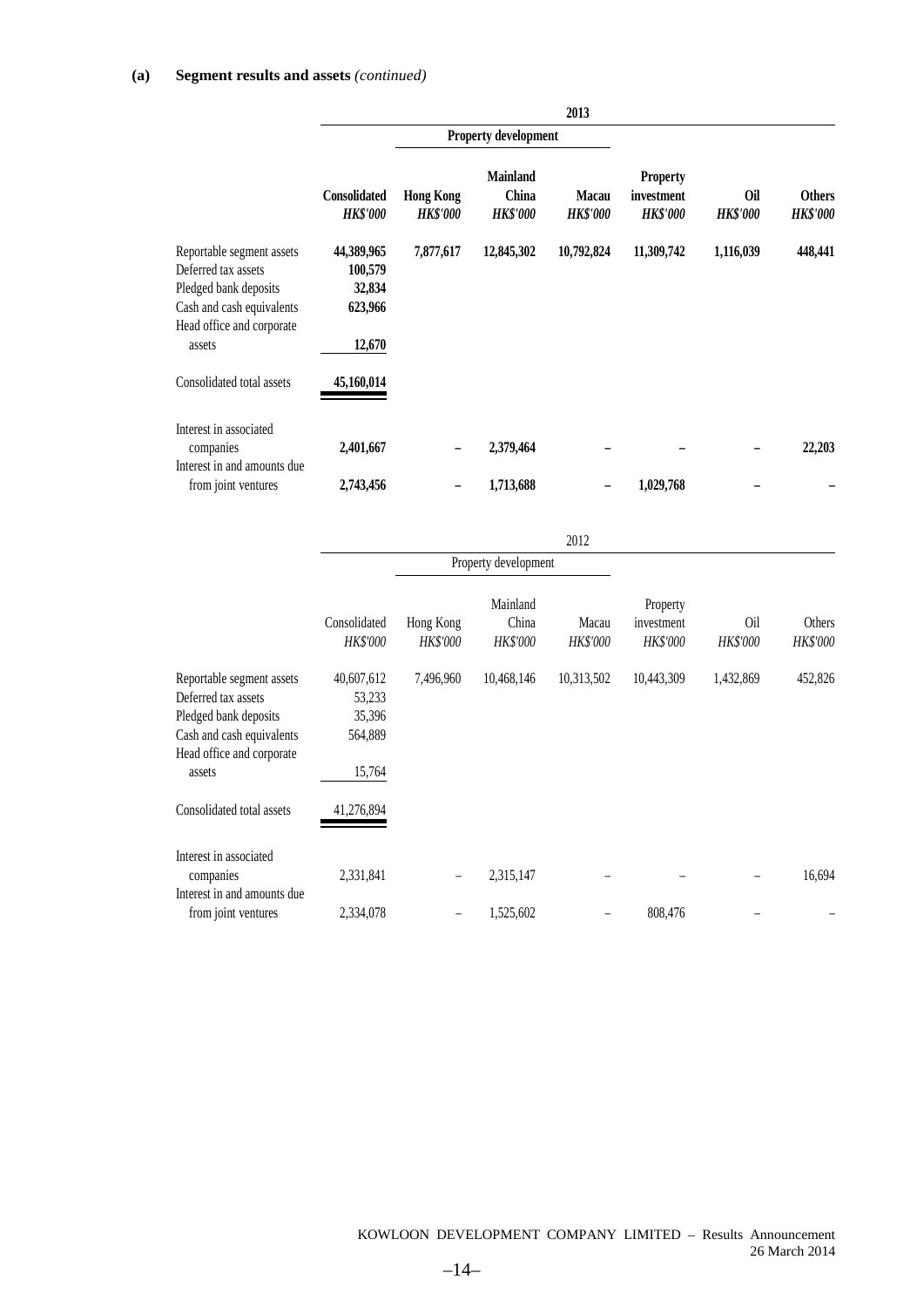**(a) Segment results and assets** *(continued)*

| | 2013 | | | | | | |
|---|---|---|---|---|---|---|---|
| | | Property development | | | | | |
| | **Consolidated** | **Hong Kong** | **Mainland China** | **Macau** | **Property investment** | **Oil** | **Others** |
| | ***HK$'000*** | ***HK$'000*** | ***HK$'000*** | ***HK$'000*** | ***HK$'000*** | ***HK$'000*** | ***HK$'000*** |
| Reportable segment assets | **44,389,965** | **7,877,617** | **12,845,302** | **10,792,824** | **11,309,742** | **1,116,039** | **448,441** |
| Deferred tax assets | **100,579** | | | | | | |
| Pledged bank deposits | **32,834** | | | | | | |
| Cash and cash equivalents | **623,966** | | | | | | |
| Head office and corporate assets | **12,670** | | | | | | |
| Consolidated total assets | **45,160,014** | | | | | | |
| Interest in associated companies | **2,401,667** | **–** | **2,379,464** | **–** | **–** | **–** | **22,203** |
| Interest in and amounts due from joint ventures | **2,743,456** | **–** | **1,713,688** | **–** | **1,029,768** | **–** | **–** |

| | 2012 | | | | | | |
|---|---|---|---|---|---|---|---|
| | | Property development | | | | | |
| | Consolidated | Hong Kong | Mainland China | Macau | Property investment | Oil | Others |
| | *HK$'000* | *HK$'000* | *HK$'000* | *HK$'000* | *HK$'000* | *HK$'000* | *HK$'000* |
| Reportable segment assets | 40,607,612 | 7,496,960 | 10,468,146 | 10,313,502 | 10,443,309 | 1,432,869 | 452,826 |
| Deferred tax assets | 53,233 | | | | | | |
| Pledged bank deposits | 35,396 | | | | | | |
| Cash and cash equivalents | 564,889 | | | | | | |
| Head office and corporate assets | 15,764 | | | | | | |
| Consolidated total assets | 41,276,894 | | | | | | |
| Interest in associated companies | 2,331,841 | – | 2,315,147 | – | – | – | 16,694 |
| Interest in and amounts due from joint ventures | 2,334,078 | – | 1,525,602 | – | 808,476 | – | – |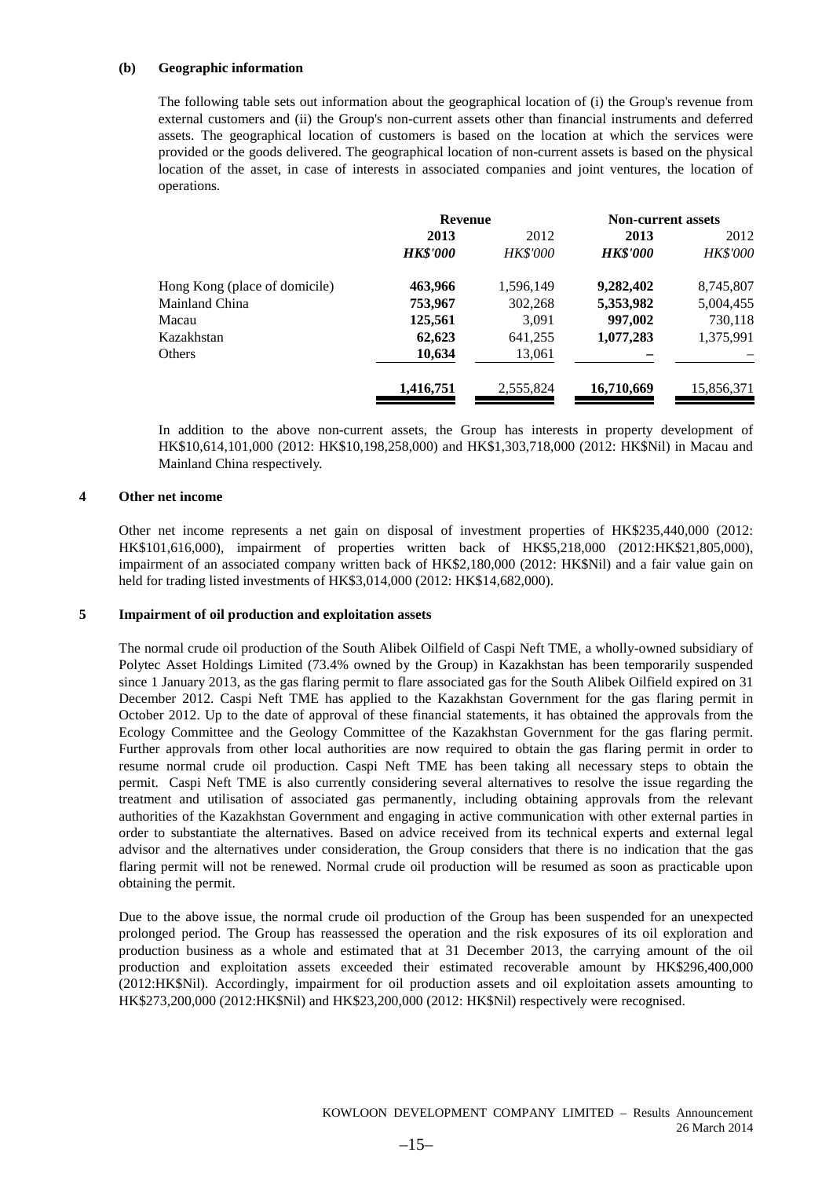**(b) Geographic information**

The following table sets out information about the geographical location of (i) the Group's revenue from external customers and (ii) the Group's non-current assets other than financial instruments and deferred assets. The geographical location of customers is based on the location at which the services were provided or the goods delivered. The geographical location of non-current assets is based on the physical location of the asset, in case of interests in associated companies and joint ventures, the location of operations.

| | Revenue | | Non-current assets | |
|---|---|---|---|---|
| | **2013** | 2012 | **2013** | 2012 |
| | ***HK$'000*** | *HK$'000* | ***HK$'000*** | *HK$'000* |
| Hong Kong (place of domicile) | **463,966** | 1,596,149 | **9,282,402** | 8,745,807 |
| Mainland China | **753,967** | 302,268 | **5,353,982** | 5,004,455 |
| Macau | **125,561** | 3,091 | **997,002** | 730,118 |
| Kazakhstan | **62,623** | 641,255 | **1,077,283** | 1,375,991 |
| Others | **10,634** | 13,061 | **–** | – |
| | **1,416,751** | 2,555,824 | **16,710,669** | 15,856,371 |

In addition to the above non-current assets, the Group has interests in property development of HK$10,614,101,000 (2012: HK$10,198,258,000) and HK$1,303,718,000 (2012: HK$Nil) in Macau and Mainland China respectively.

## 4 Other net income

Other net income represents a net gain on disposal of investment properties of HK$235,440,000 (2012: HK$101,616,000), impairment of properties written back of HK$5,218,000 (2012:HK$21,805,000), impairment of an associated company written back of HK$2,180,000 (2012: HK$Nil) and a fair value gain on held for trading listed investments of HK$3,014,000 (2012: HK$14,682,000).

## 5 Impairment of oil production and exploitation assets

The normal crude oil production of the South Alibek Oilfield of Caspi Neft TME, a wholly-owned subsidiary of Polytec Asset Holdings Limited (73.4% owned by the Group) in Kazakhstan has been temporarily suspended since 1 January 2013, as the gas flaring permit to flare associated gas for the South Alibek Oilfield expired on 31 December 2012. Caspi Neft TME has applied to the Kazakhstan Government for the gas flaring permit in October 2012. Up to the date of approval of these financial statements, it has obtained the approvals from the Ecology Committee and the Geology Committee of the Kazakhstan Government for the gas flaring permit. Further approvals from other local authorities are now required to obtain the gas flaring permit in order to resume normal crude oil production. Caspi Neft TME has been taking all necessary steps to obtain the permit. Caspi Neft TME is also currently considering several alternatives to resolve the issue regarding the treatment and utilisation of associated gas permanently, including obtaining approvals from the relevant authorities of the Kazakhstan Government and engaging in active communication with other external parties in order to substantiate the alternatives. Based on advice received from its technical experts and external legal advisor and the alternatives under consideration, the Group considers that there is no indication that the gas flaring permit will not be renewed. Normal crude oil production will be resumed as soon as practicable upon obtaining the permit.

Due to the above issue, the normal crude oil production of the Group has been suspended for an unexpected prolonged period. The Group has reassessed the operation and the risk exposures of its oil exploration and production business as a whole and estimated that at 31 December 2013, the carrying amount of the oil production and exploitation assets exceeded their estimated recoverable amount by HK$296,400,000 (2012:HK$Nil). Accordingly, impairment for oil production assets and oil exploitation assets amounting to HK$273,200,000 (2012:HK$Nil) and HK$23,200,000 (2012: HK$Nil) respectively were recognised.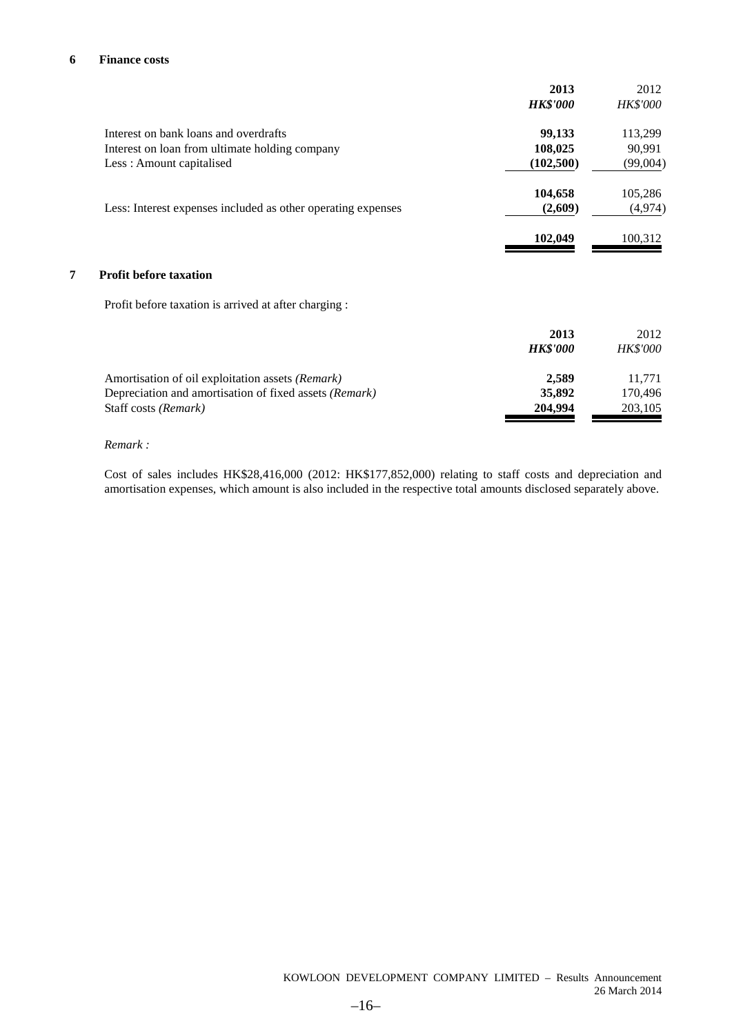## 6 Finance costs

| | **2013** | 2012 |
|---|---|---|
| | ***HK$'000*** | *HK$'000* |
| Interest on bank loans and overdrafts | **99,133** | 113,299 |
| Interest on loan from ultimate holding company | **108,025** | 90,991 |
| Less : Amount capitalised | **(102,500)** | (99,004) |
| | **104,658** | 105,286 |
| Less: Interest expenses included as other operating expenses | **(2,609)** | (4,974) |
| | **102,049** | 100,312 |

## 7 Profit before taxation

Profit before taxation is arrived at after charging :

| | **2013** | 2012 |
|---|---|---|
| | ***HK$'000*** | *HK$'000* |
| Amortisation of oil exploitation assets *(Remark)* | **2,589** | 11,771 |
| Depreciation and amortisation of fixed assets *(Remark)* | **35,892** | 170,496 |
| Staff costs *(Remark)* | **204,994** | 203,105 |

*Remark :*

Cost of sales includes HK$28,416,000 (2012: HK$177,852,000) relating to staff costs and depreciation and amortisation expenses, which amount is also included in the respective total amounts disclosed separately above.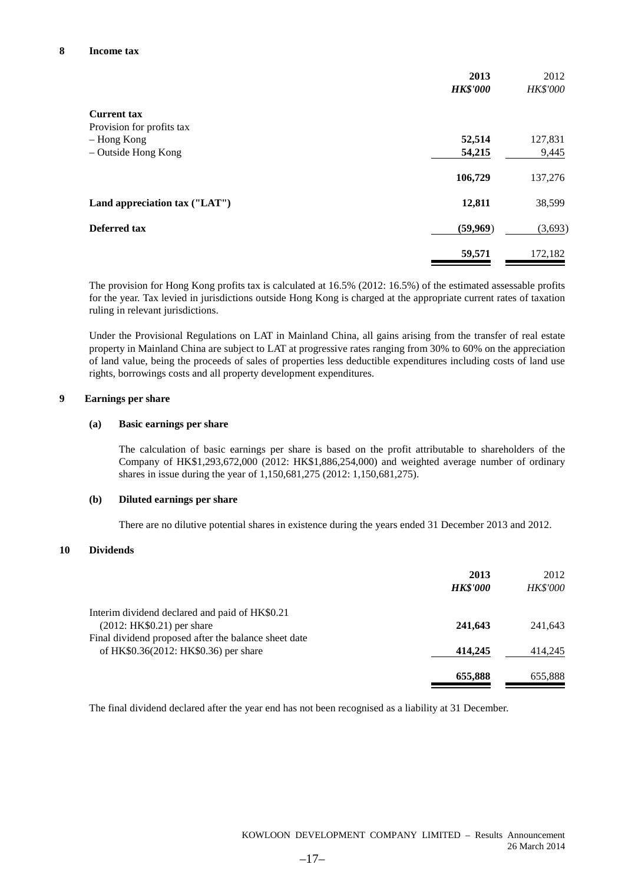## 8 Income tax

| | 2013 | 2012 |
|---|---|---|
| | ***HK$'000*** | *HK$'000* |
| **Current tax** | | |
| Provision for profits tax | | |
| – Hong Kong | **52,514** | 127,831 |
| – Outside Hong Kong | **54,215** | 9,445 |
| | **106,729** | 137,276 |
| **Land appreciation tax ("LAT")** | **12,811** | 38,599 |
| **Deferred tax** | **(59,969)** | (3,693) |
| | **59,571** | 172,182 |

The provision for Hong Kong profits tax is calculated at 16.5% (2012: 16.5%) of the estimated assessable profits for the year. Tax levied in jurisdictions outside Hong Kong is charged at the appropriate current rates of taxation ruling in relevant jurisdictions.

Under the Provisional Regulations on LAT in Mainland China, all gains arising from the transfer of real estate property in Mainland China are subject to LAT at progressive rates ranging from 30% to 60% on the appreciation of land value, being the proceeds of sales of properties less deductible expenditures including costs of land use rights, borrowings costs and all property development expenditures.

## 9 Earnings per share

### (a) Basic earnings per share

The calculation of basic earnings per share is based on the profit attributable to shareholders of the Company of HK$1,293,672,000 (2012: HK$1,886,254,000) and weighted average number of ordinary shares in issue during the year of 1,150,681,275 (2012: 1,150,681,275).

### (b) Diluted earnings per share

There are no dilutive potential shares in existence during the years ended 31 December 2013 and 2012.

## 10 Dividends

| | 2013 | 2012 |
|---|---|---|
| | ***HK$'000*** | *HK$'000* |
| Interim dividend declared and paid of HK$0.21 (2012: HK$0.21) per share | **241,643** | 241,643 |
| Final dividend proposed after the balance sheet date of HK$0.36(2012: HK$0.36) per share | **414,245** | 414,245 |
| | **655,888** | 655,888 |

The final dividend declared after the year end has not been recognised as a liability at 31 December.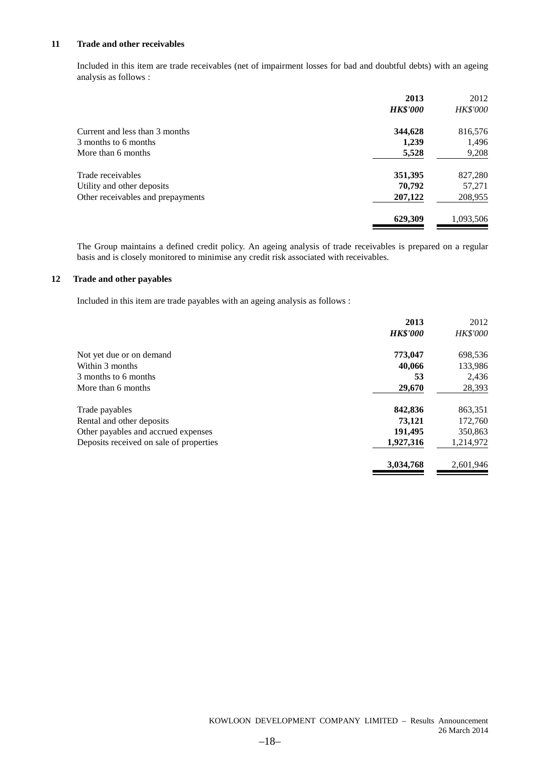## 11 Trade and other receivables

Included in this item are trade receivables (net of impairment losses for bad and doubtful debts) with an ageing analysis as follows :

| | **2013** | 2012 |
|---|---|---|
| | ***HK$'000*** | *HK$'000* |
| Current and less than 3 months | **344,628** | 816,576 |
| 3 months to 6 months | **1,239** | 1,496 |
| More than 6 months | **5,528** | 9,208 |
| Trade receivables | **351,395** | 827,280 |
| Utility and other deposits | **70,792** | 57,271 |
| Other receivables and prepayments | **207,122** | 208,955 |
| | **629,309** | 1,093,506 |

The Group maintains a defined credit policy. An ageing analysis of trade receivables is prepared on a regular basis and is closely monitored to minimise any credit risk associated with receivables.

## 12 Trade and other payables

Included in this item are trade payables with an ageing analysis as follows :

| | **2013** | 2012 |
|---|---|---|
| | ***HK$'000*** | *HK$'000* |
| Not yet due or on demand | **773,047** | 698,536 |
| Within 3 months | **40,066** | 133,986 |
| 3 months to 6 months | **53** | 2,436 |
| More than 6 months | **29,670** | 28,393 |
| Trade payables | **842,836** | 863,351 |
| Rental and other deposits | **73,121** | 172,760 |
| Other payables and accrued expenses | **191,495** | 350,863 |
| Deposits received on sale of properties | **1,927,316** | 1,214,972 |
| | **3,034,768** | 2,601,946 |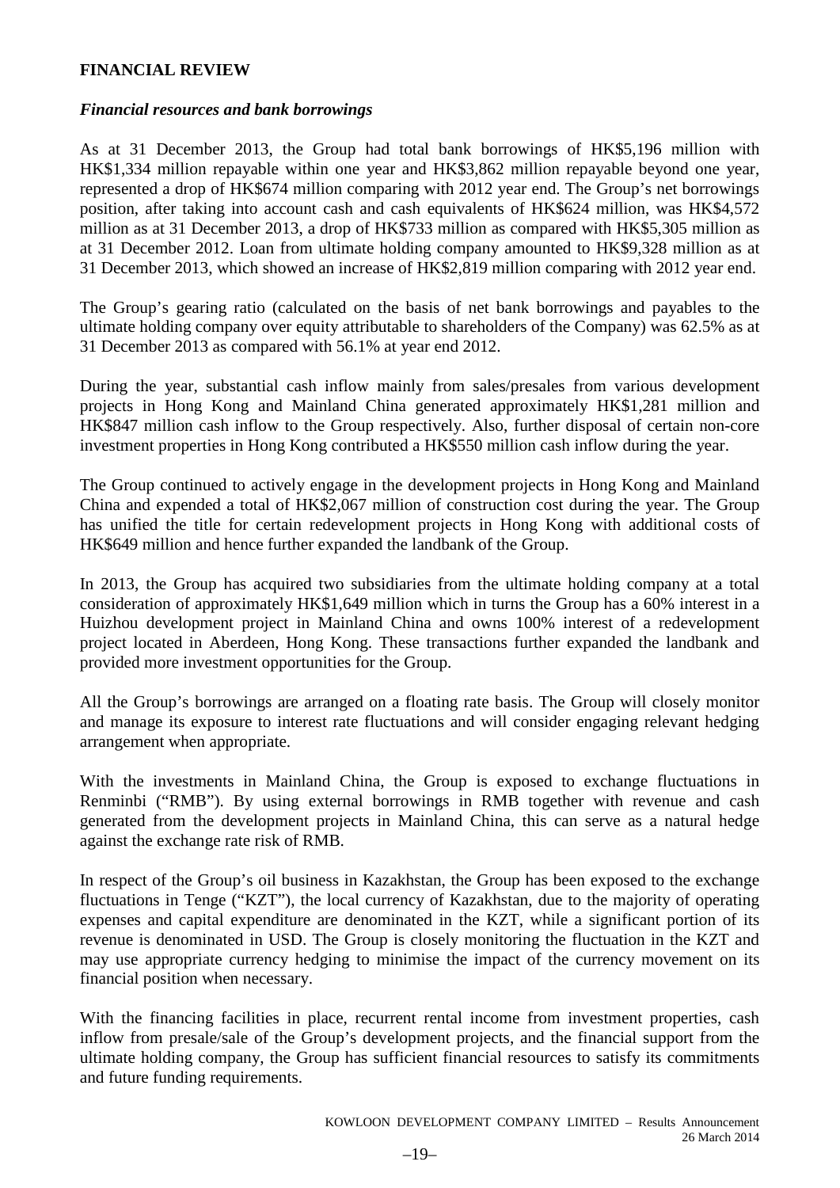## FINANCIAL REVIEW

### *Financial resources and bank borrowings*

As at 31 December 2013, the Group had total bank borrowings of HK$5,196 million with HK$1,334 million repayable within one year and HK$3,862 million repayable beyond one year, represented a drop of HK$674 million comparing with 2012 year end. The Group's net borrowings position, after taking into account cash and cash equivalents of HK$624 million, was HK$4,572 million as at 31 December 2013, a drop of HK$733 million as compared with HK$5,305 million as at 31 December 2012. Loan from ultimate holding company amounted to HK$9,328 million as at 31 December 2013, which showed an increase of HK$2,819 million comparing with 2012 year end.

The Group's gearing ratio (calculated on the basis of net bank borrowings and payables to the ultimate holding company over equity attributable to shareholders of the Company) was 62.5% as at 31 December 2013 as compared with 56.1% at year end 2012.

During the year, substantial cash inflow mainly from sales/presales from various development projects in Hong Kong and Mainland China generated approximately HK$1,281 million and HK$847 million cash inflow to the Group respectively. Also, further disposal of certain non-core investment properties in Hong Kong contributed a HK$550 million cash inflow during the year.

The Group continued to actively engage in the development projects in Hong Kong and Mainland China and expended a total of HK$2,067 million of construction cost during the year. The Group has unified the title for certain redevelopment projects in Hong Kong with additional costs of HK$649 million and hence further expanded the landbank of the Group.

In 2013, the Group has acquired two subsidiaries from the ultimate holding company at a total consideration of approximately HK$1,649 million which in turns the Group has a 60% interest in a Huizhou development project in Mainland China and owns 100% interest of a redevelopment project located in Aberdeen, Hong Kong. These transactions further expanded the landbank and provided more investment opportunities for the Group.

All the Group's borrowings are arranged on a floating rate basis. The Group will closely monitor and manage its exposure to interest rate fluctuations and will consider engaging relevant hedging arrangement when appropriate.

With the investments in Mainland China, the Group is exposed to exchange fluctuations in Renminbi ("RMB"). By using external borrowings in RMB together with revenue and cash generated from the development projects in Mainland China, this can serve as a natural hedge against the exchange rate risk of RMB.

In respect of the Group's oil business in Kazakhstan, the Group has been exposed to the exchange fluctuations in Tenge ("KZT"), the local currency of Kazakhstan, due to the majority of operating expenses and capital expenditure are denominated in the KZT, while a significant portion of its revenue is denominated in USD. The Group is closely monitoring the fluctuation in the KZT and may use appropriate currency hedging to minimise the impact of the currency movement on its financial position when necessary.

With the financing facilities in place, recurrent rental income from investment properties, cash inflow from presale/sale of the Group's development projects, and the financial support from the ultimate holding company, the Group has sufficient financial resources to satisfy its commitments and future funding requirements.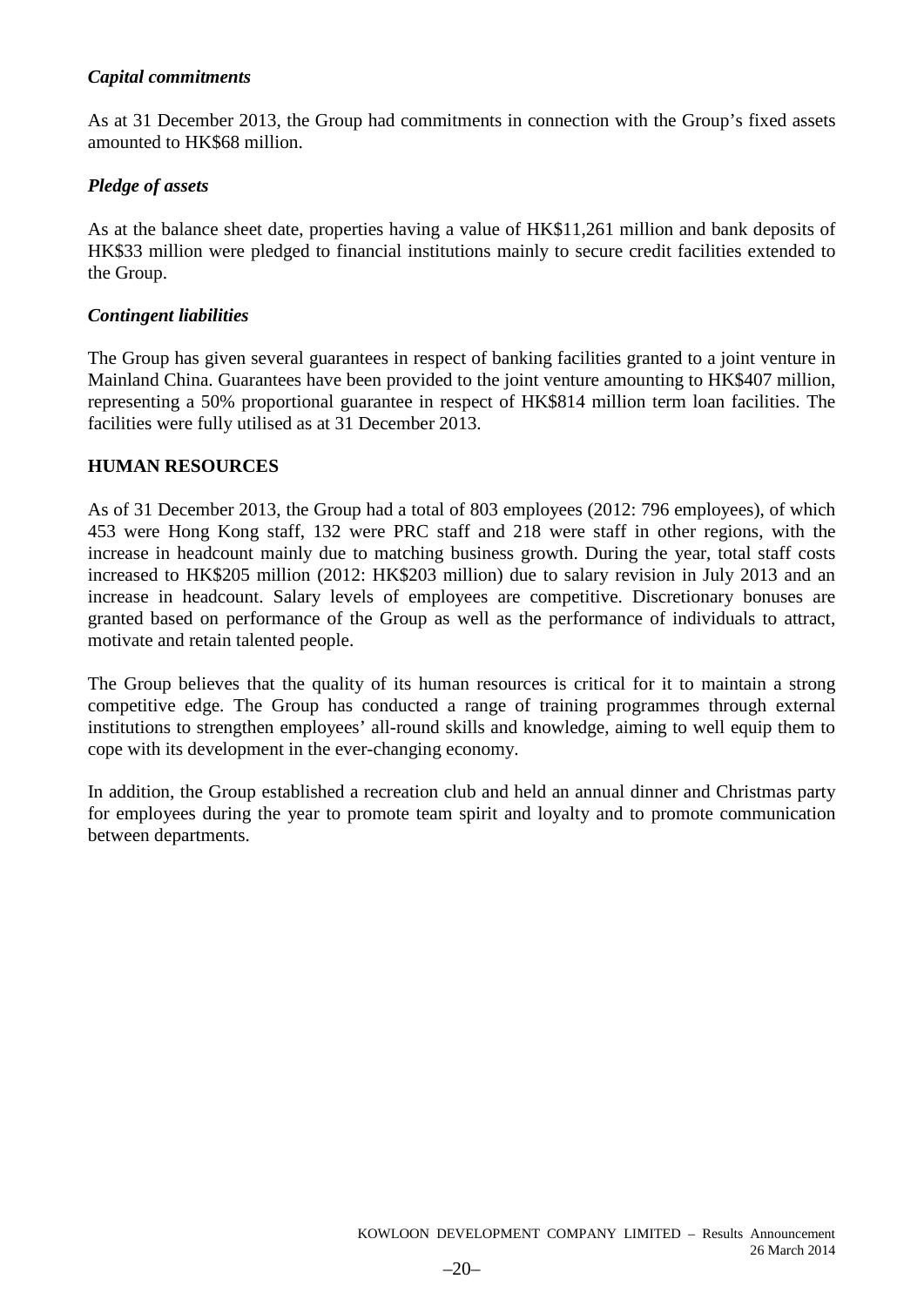### *Capital commitments*

As at 31 December 2013, the Group had commitments in connection with the Group's fixed assets amounted to HK$68 million.

### *Pledge of assets*

As at the balance sheet date, properties having a value of HK$11,261 million and bank deposits of HK$33 million were pledged to financial institutions mainly to secure credit facilities extended to the Group.

### *Contingent liabilities*

The Group has given several guarantees in respect of banking facilities granted to a joint venture in Mainland China. Guarantees have been provided to the joint venture amounting to HK$407 million, representing a 50% proportional guarantee in respect of HK$814 million term loan facilities. The facilities were fully utilised as at 31 December 2013.

## HUMAN RESOURCES

As of 31 December 2013, the Group had a total of 803 employees (2012: 796 employees), of which 453 were Hong Kong staff, 132 were PRC staff and 218 were staff in other regions, with the increase in headcount mainly due to matching business growth. During the year, total staff costs increased to HK$205 million (2012: HK$203 million) due to salary revision in July 2013 and an increase in headcount. Salary levels of employees are competitive. Discretionary bonuses are granted based on performance of the Group as well as the performance of individuals to attract, motivate and retain talented people.

The Group believes that the quality of its human resources is critical for it to maintain a strong competitive edge. The Group has conducted a range of training programmes through external institutions to strengthen employees' all-round skills and knowledge, aiming to well equip them to cope with its development in the ever-changing economy.

In addition, the Group established a recreation club and held an annual dinner and Christmas party for employees during the year to promote team spirit and loyalty and to promote communication between departments.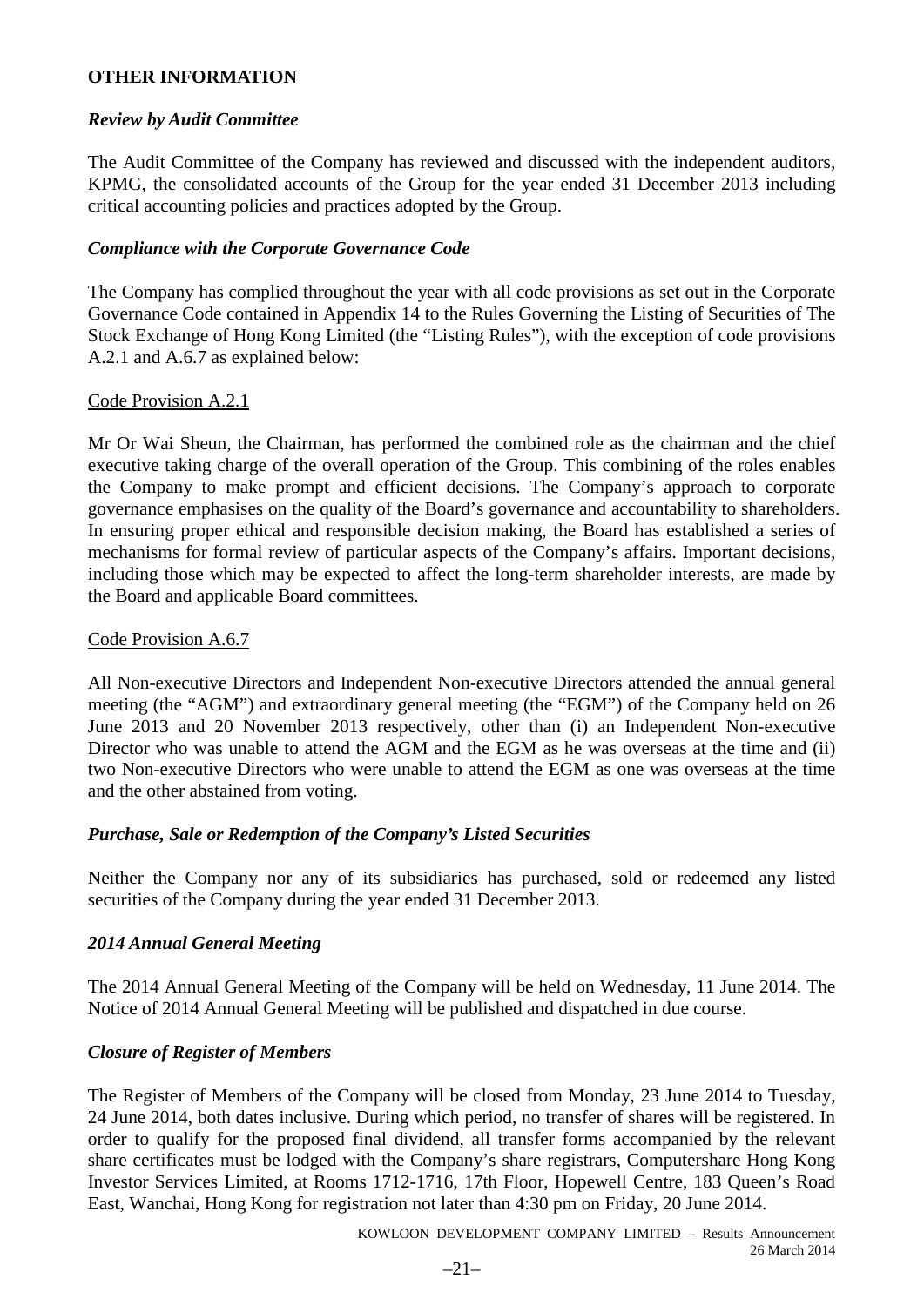## OTHER INFORMATION

### *Review by Audit Committee*

The Audit Committee of the Company has reviewed and discussed with the independent auditors, KPMG, the consolidated accounts of the Group for the year ended 31 December 2013 including critical accounting policies and practices adopted by the Group.

### *Compliance with the Corporate Governance Code*

The Company has complied throughout the year with all code provisions as set out in the Corporate Governance Code contained in Appendix 14 to the Rules Governing the Listing of Securities of The Stock Exchange of Hong Kong Limited (the "Listing Rules"), with the exception of code provisions A.2.1 and A.6.7 as explained below:

Code Provision A.2.1

Mr Or Wai Sheun, the Chairman, has performed the combined role as the chairman and the chief executive taking charge of the overall operation of the Group. This combining of the roles enables the Company to make prompt and efficient decisions. The Company's approach to corporate governance emphasises on the quality of the Board's governance and accountability to shareholders. In ensuring proper ethical and responsible decision making, the Board has established a series of mechanisms for formal review of particular aspects of the Company's affairs. Important decisions, including those which may be expected to affect the long-term shareholder interests, are made by the Board and applicable Board committees.

Code Provision A.6.7

All Non-executive Directors and Independent Non-executive Directors attended the annual general meeting (the "AGM") and extraordinary general meeting (the "EGM") of the Company held on 26 June 2013 and 20 November 2013 respectively, other than (i) an Independent Non-executive Director who was unable to attend the AGM and the EGM as he was overseas at the time and (ii) two Non-executive Directors who were unable to attend the EGM as one was overseas at the time and the other abstained from voting.

### *Purchase, Sale or Redemption of the Company's Listed Securities*

Neither the Company nor any of its subsidiaries has purchased, sold or redeemed any listed securities of the Company during the year ended 31 December 2013.

### *2014 Annual General Meeting*

The 2014 Annual General Meeting of the Company will be held on Wednesday, 11 June 2014. The Notice of 2014 Annual General Meeting will be published and dispatched in due course.

### *Closure of Register of Members*

The Register of Members of the Company will be closed from Monday, 23 June 2014 to Tuesday, 24 June 2014, both dates inclusive. During which period, no transfer of shares will be registered. In order to qualify for the proposed final dividend, all transfer forms accompanied by the relevant share certificates must be lodged with the Company's share registrars, Computershare Hong Kong Investor Services Limited, at Rooms 1712-1716, 17th Floor, Hopewell Centre, 183 Queen's Road East, Wanchai, Hong Kong for registration not later than 4:30 pm on Friday, 20 June 2014.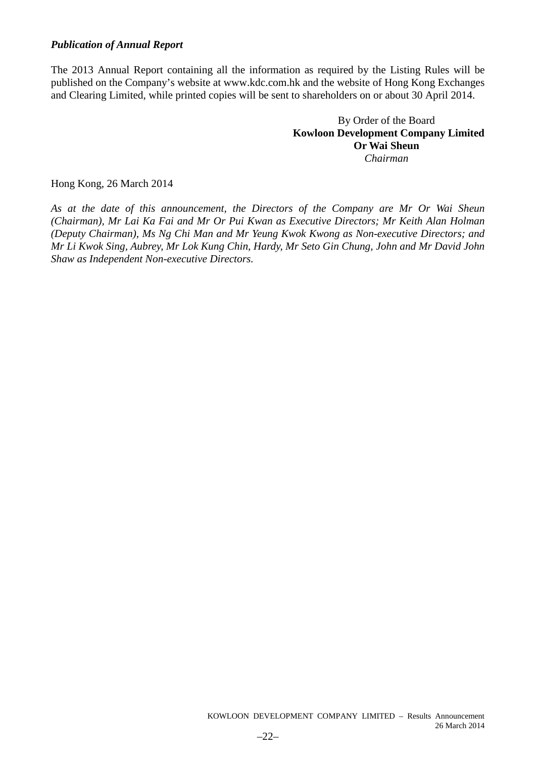***Publication of Annual Report***

The 2013 Annual Report containing all the information as required by the Listing Rules will be published on the Company's website at www.kdc.com.hk and the website of Hong Kong Exchanges and Clearing Limited, while printed copies will be sent to shareholders on or about 30 April 2014.

By Order of the Board
**Kowloon Development Company Limited**
**Or Wai Sheun**
*Chairman*

Hong Kong, 26 March 2014

*As at the date of this announcement, the Directors of the Company are Mr Or Wai Sheun (Chairman), Mr Lai Ka Fai and Mr Or Pui Kwan as Executive Directors; Mr Keith Alan Holman (Deputy Chairman), Ms Ng Chi Man and Mr Yeung Kwok Kwong as Non-executive Directors; and Mr Li Kwok Sing, Aubrey, Mr Lok Kung Chin, Hardy, Mr Seto Gin Chung, John and Mr David John Shaw as Independent Non-executive Directors.*